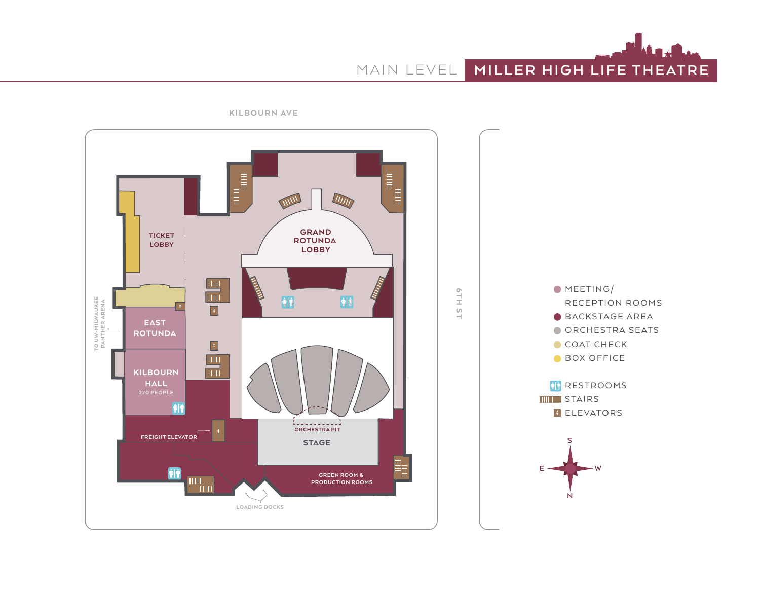# MAIN LEVEL | MILLER HIGH LIFE THEATRE

KILBOURN AVE

GRAND ROTUNDA LOBBY

TICKET LOBBY

EAST ROTUNDA

KILBOURN HALL
270 PEOPLE

TO UW-MILWAUKEE PANTHER ARENA

FREIGHT ELEVATOR

ORCHESTRA PIT

STAGE

GREEN ROOM & PRODUCTION ROOMS

LOADING DOCKS

6TH ST

- MEETING/ RECEPTION ROOMS
- BACKSTAGE AREA
- ORCHESTRA SEATS
- COAT CHECK
- BOX OFFICE

- RESTROOMS
- STAIRS
- ELEVATORS

S
E W
N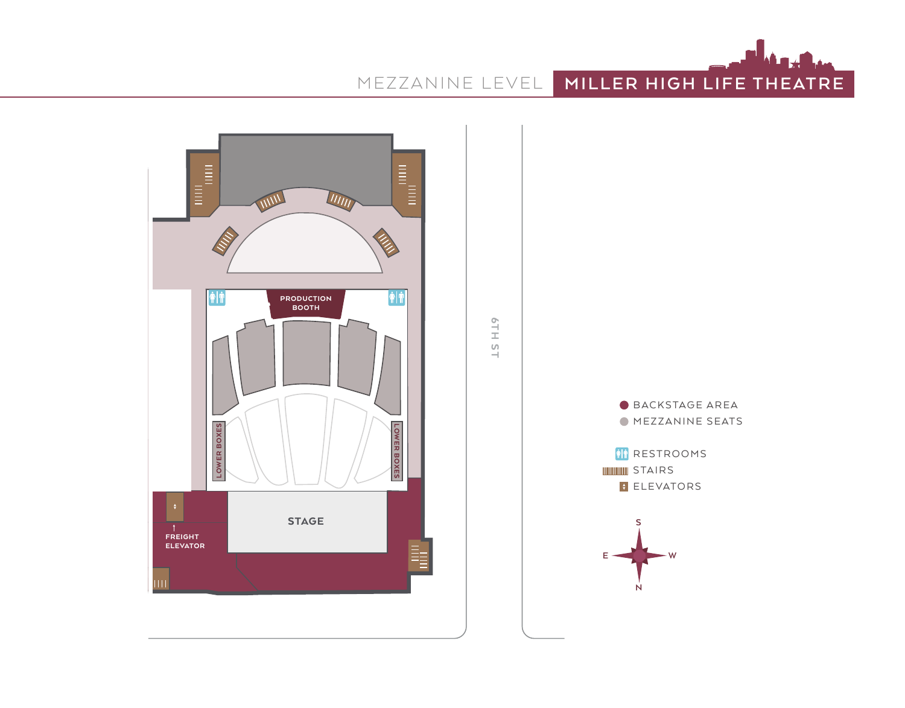# MEZZANINE LEVEL

## MILLER HIGH LIFE THEATRE

PRODUCTION BOOTH

LOWER BOXES

LOWER BOXES

STAGE

FREIGHT ELEVATOR

6TH ST

- BACKSTAGE AREA
- MEZZANINE SEATS

- RESTROOMS
- STAIRS
- ELEVATORS

S

E W

N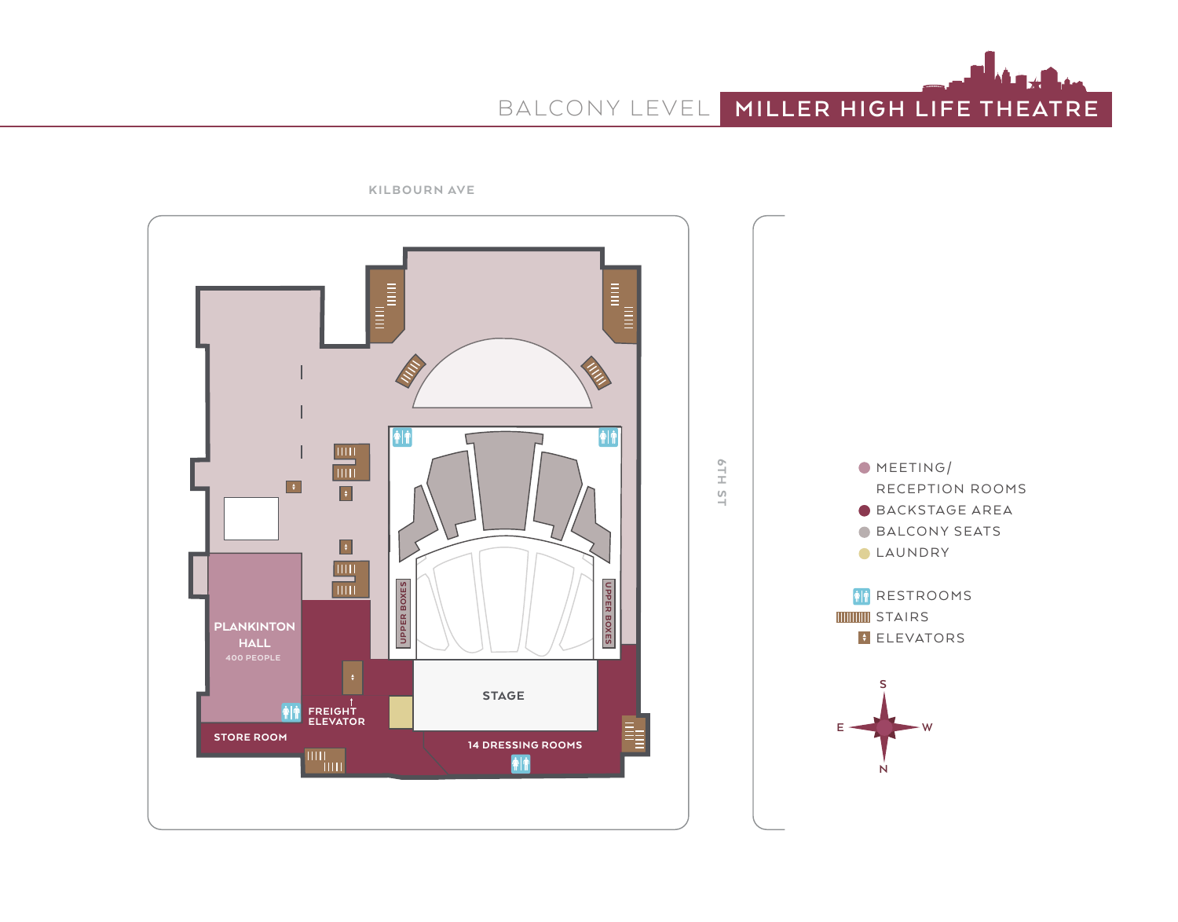# BALCONY LEVEL | MILLER HIGH LIFE THEATRE

KILBOURN AVE

6TH ST

PLANKINTON HALL
400 PEOPLE

STORE ROOM

FREIGHT ELEVATOR

UPPER BOXES

UPPER BOXES

STAGE

14 DRESSING ROOMS

- MEETING/ RECEPTION ROOMS
- BACKSTAGE AREA
- BALCONY SEATS
- LAUNDRY

- RESTROOMS
- STAIRS
- ELEVATORS

S
E W
N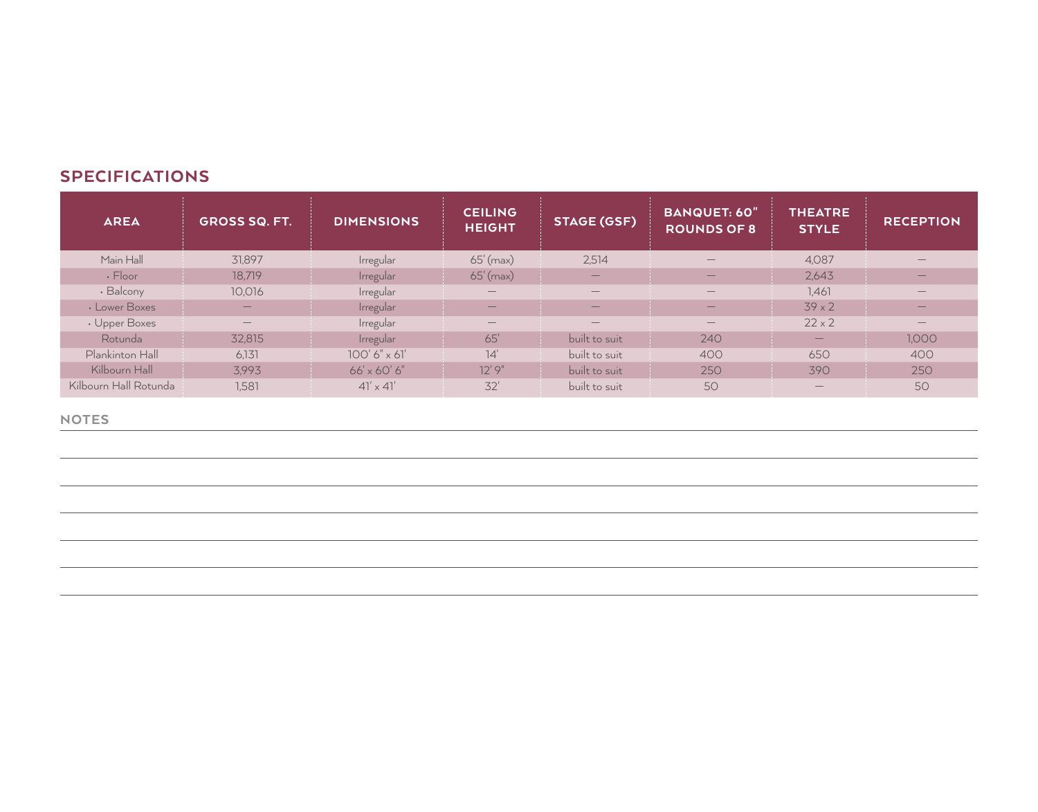## SPECIFICATIONS

| AREA | GROSS SQ. FT. | DIMENSIONS | CEILING HEIGHT | STAGE (GSF) | BANQUET: 60" ROUNDS OF 8 | THEATRE STYLE | RECEPTION |
|---|---|---|---|---|---|---|---|
| Main Hall | 31,897 | Irregular | 65' (max) | 2,514 | — | 4,087 | — |
| · Floor | 18,719 | Irregular | 65' (max) | — | — | 2,643 | — |
| · Balcony | 10,016 | Irregular | — | — | — | 1,461 | — |
| · Lower Boxes | — | Irregular | — | — | — | 39 x 2 | — |
| · Upper Boxes | — | Irregular | — | — | — | 22 x 2 | — |
| Rotunda | 32,815 | Irregular | 65' | built to suit | 240 | — | 1,000 |
| Plankinton Hall | 6,131 | 100' 6" x 61' | 14' | built to suit | 400 | 650 | 400 |
| Kilbourn Hall | 3,993 | 66' x 60' 6" | 12' 9" | built to suit | 250 | 390 | 250 |
| Kilbourn Hall Rotunda | 1,581 | 41' x 41' | 32' | built to suit | 50 | — | 50 |

NOTES